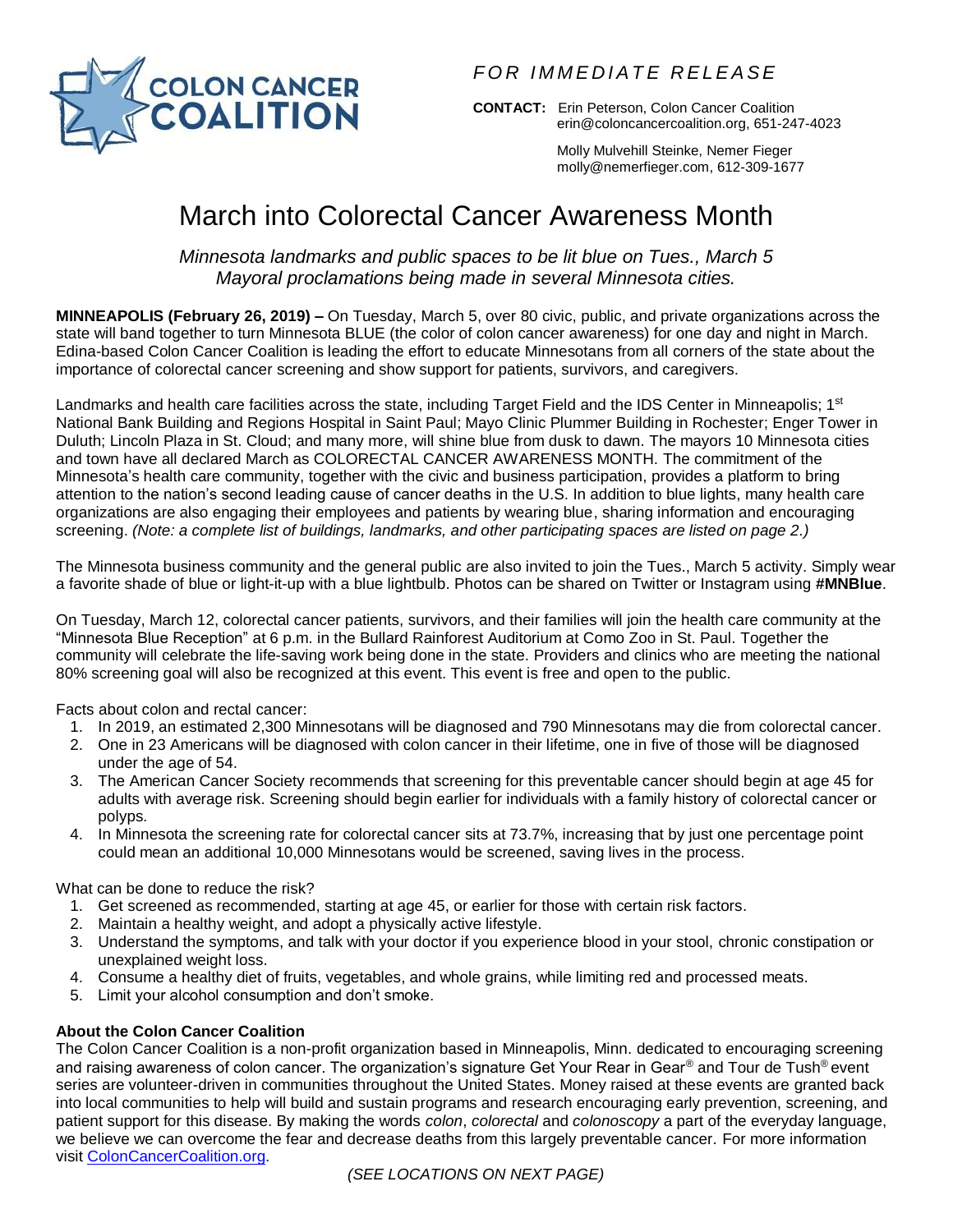COLON CANCER COALITION

*FOR IMMEDIATE RELEASE*

**CONTACT:** Erin Peterson, Colon Cancer Coalition
erin@coloncancercoalition.org, 651-247-4023

Molly Mulvehill Steinke, Nemer Fieger
molly@nemerfieger.com, 612-309-1677

# March into Colorectal Cancer Awareness Month

*Minnesota landmarks and public spaces to be lit blue on Tues., March 5*
*Mayoral proclamations being made in several Minnesota cities.*

**MINNEAPOLIS (February 26, 2019) –** On Tuesday, March 5, over 80 civic, public, and private organizations across the state will band together to turn Minnesota BLUE (the color of colon cancer awareness) for one day and night in March. Edina-based Colon Cancer Coalition is leading the effort to educate Minnesotans from all corners of the state about the importance of colorectal cancer screening and show support for patients, survivors, and caregivers.

Landmarks and health care facilities across the state, including Target Field and the IDS Center in Minneapolis; 1st National Bank Building and Regions Hospital in Saint Paul; Mayo Clinic Plummer Building in Rochester; Enger Tower in Duluth; Lincoln Plaza in St. Cloud; and many more, will shine blue from dusk to dawn. The mayors 10 Minnesota cities and town have all declared March as COLORECTAL CANCER AWARENESS MONTH. The commitment of the Minnesota's health care community, together with the civic and business participation, provides a platform to bring attention to the nation's second leading cause of cancer deaths in the U.S. In addition to blue lights, many health care organizations are also engaging their employees and patients by wearing blue, sharing information and encouraging screening. *(Note: a complete list of buildings, landmarks, and other participating spaces are listed on page 2.)*

The Minnesota business community and the general public are also invited to join the Tues., March 5 activity. Simply wear a favorite shade of blue or light-it-up with a blue lightbulb. Photos can be shared on Twitter or Instagram using **#MNBlue**.

On Tuesday, March 12, colorectal cancer patients, survivors, and their families will join the health care community at the "Minnesota Blue Reception" at 6 p.m. in the Bullard Rainforest Auditorium at Como Zoo in St. Paul. Together the community will celebrate the life-saving work being done in the state. Providers and clinics who are meeting the national 80% screening goal will also be recognized at this event. This event is free and open to the public.

Facts about colon and rectal cancer:

1. In 2019, an estimated 2,300 Minnesotans will be diagnosed and 790 Minnesotans may die from colorectal cancer.
2. One in 23 Americans will be diagnosed with colon cancer in their lifetime, one in five of those will be diagnosed under the age of 54.
3. The American Cancer Society recommends that screening for this preventable cancer should begin at age 45 for adults with average risk. Screening should begin earlier for individuals with a family history of colorectal cancer or polyps.
4. In Minnesota the screening rate for colorectal cancer sits at 73.7%, increasing that by just one percentage point could mean an additional 10,000 Minnesotans would be screened, saving lives in the process.

What can be done to reduce the risk?

1. Get screened as recommended, starting at age 45, or earlier for those with certain risk factors.
2. Maintain a healthy weight, and adopt a physically active lifestyle.
3. Understand the symptoms, and talk with your doctor if you experience blood in your stool, chronic constipation or unexplained weight loss.
4. Consume a healthy diet of fruits, vegetables, and whole grains, while limiting red and processed meats.
5. Limit your alcohol consumption and don't smoke.

**About the Colon Cancer Coalition**

The Colon Cancer Coalition is a non-profit organization based in Minneapolis, Minn. dedicated to encouraging screening and raising awareness of colon cancer. The organization's signature Get Your Rear in Gear® and Tour de Tush® event series are volunteer-driven in communities throughout the United States. Money raised at these events are granted back into local communities to help will build and sustain programs and research encouraging early prevention, screening, and patient support for this disease. By making the words *colon*, *colorectal* and *colonoscopy* a part of the everyday language, we believe we can overcome the fear and decrease deaths from this largely preventable cancer. For more information visit ColonCancerCoalition.org.

*(SEE LOCATIONS ON NEXT PAGE)*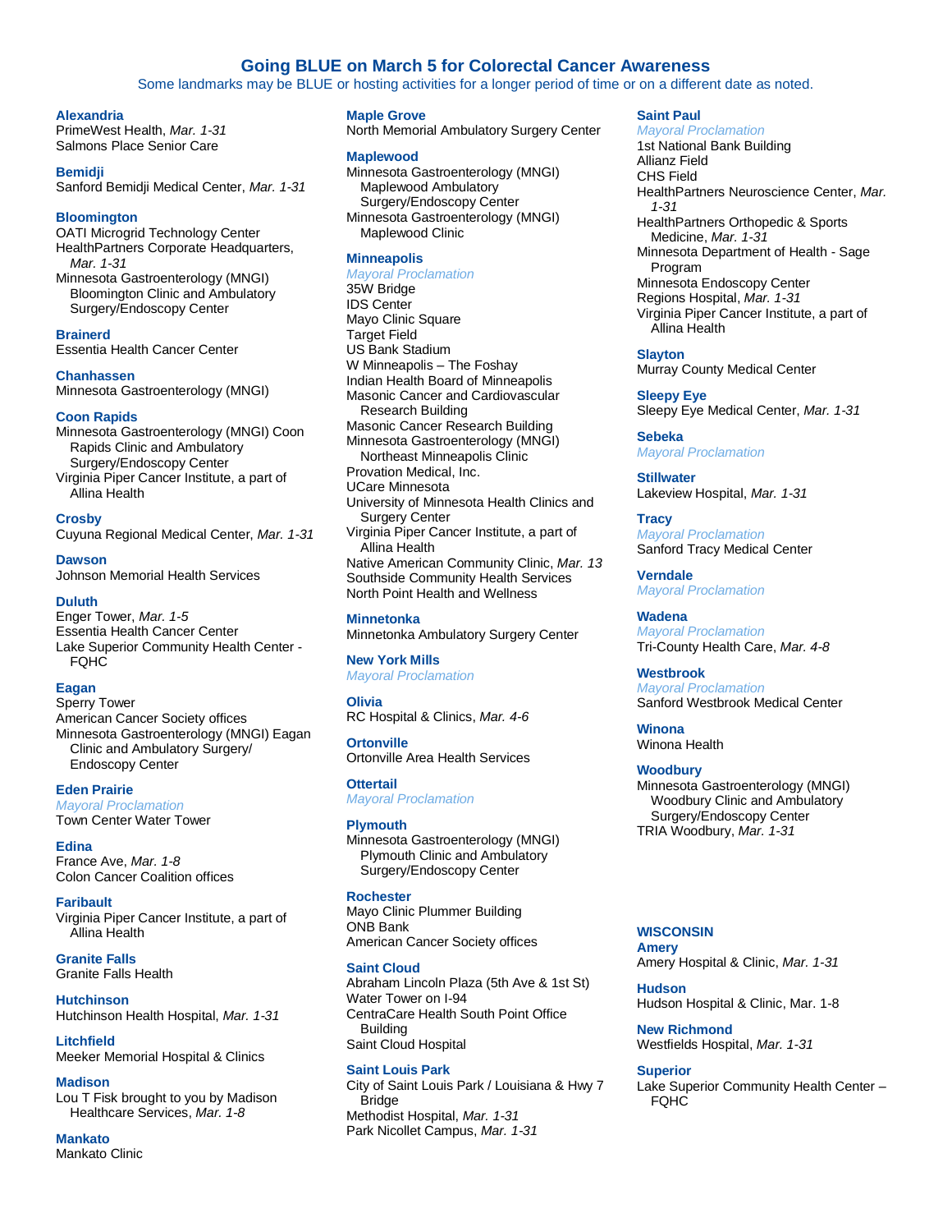# Going BLUE on March 5 for Colorectal Cancer Awareness

Some landmarks may be BLUE or hosting activities for a longer period of time or on a different date as noted.

**Alexandria**
PrimeWest Health, *Mar. 1-31*
Salmons Place Senior Care

**Bemidji**
Sanford Bemidji Medical Center, *Mar. 1-31*

**Bloomington**
OATI Microgrid Technology Center
HealthPartners Corporate Headquarters, *Mar. 1-31*
Minnesota Gastroenterology (MNGI) Bloomington Clinic and Ambulatory Surgery/Endoscopy Center

**Brainerd**
Essentia Health Cancer Center

**Chanhassen**
Minnesota Gastroenterology (MNGI)

**Coon Rapids**
Minnesota Gastroenterology (MNGI) Coon Rapids Clinic and Ambulatory Surgery/Endoscopy Center
Virginia Piper Cancer Institute, a part of Allina Health

**Crosby**
Cuyuna Regional Medical Center, *Mar. 1-31*

**Dawson**
Johnson Memorial Health Services

**Duluth**
Enger Tower, *Mar. 1-5*
Essentia Health Cancer Center
Lake Superior Community Health Center - FQHC

**Eagan**
Sperry Tower
American Cancer Society offices
Minnesota Gastroenterology (MNGI) Eagan Clinic and Ambulatory Surgery/Endoscopy Center

**Eden Prairie**
*Mayoral Proclamation*
Town Center Water Tower

**Edina**
France Ave, *Mar. 1-8*
Colon Cancer Coalition offices

**Faribault**
Virginia Piper Cancer Institute, a part of Allina Health

**Granite Falls**
Granite Falls Health

**Hutchinson**
Hutchinson Health Hospital, *Mar. 1-31*

**Litchfield**
Meeker Memorial Hospital & Clinics

**Madison**
Lou T Fisk brought to you by Madison Healthcare Services, *Mar. 1-8*

**Mankato**
Mankato Clinic

**Maple Grove**
North Memorial Ambulatory Surgery Center

**Maplewood**
Minnesota Gastroenterology (MNGI) Maplewood Ambulatory Surgery/Endoscopy Center
Minnesota Gastroenterology (MNGI) Maplewood Clinic

**Minneapolis**
*Mayoral Proclamation*
35W Bridge
IDS Center
Mayo Clinic Square
Target Field
US Bank Stadium
W Minneapolis – The Foshay
Indian Health Board of Minneapolis
Masonic Cancer and Cardiovascular Research Building
Masonic Cancer Research Building
Minnesota Gastroenterology (MNGI) Northeast Minneapolis Clinic
Provation Medical, Inc.
UCare Minnesota
University of Minnesota Health Clinics and Surgery Center
Virginia Piper Cancer Institute, a part of Allina Health
Native American Community Clinic, *Mar. 13*
Southside Community Health Services
North Point Health and Wellness

**Minnetonka**
Minnetonka Ambulatory Surgery Center

**New York Mills**
*Mayoral Proclamation*

**Olivia**
RC Hospital & Clinics, *Mar. 4-6*

**Ortonville**
Ortonville Area Health Services

**Ottertail**
*Mayoral Proclamation*

**Plymouth**
Minnesota Gastroenterology (MNGI) Plymouth Clinic and Ambulatory Surgery/Endoscopy Center

**Rochester**
Mayo Clinic Plummer Building
ONB Bank
American Cancer Society offices

**Saint Cloud**
Abraham Lincoln Plaza (5th Ave & 1st St)
Water Tower on I-94
CentraCare Health South Point Office Building
Saint Cloud Hospital

**Saint Louis Park**
City of Saint Louis Park / Louisiana & Hwy 7 Bridge
Methodist Hospital, *Mar. 1-31*
Park Nicollet Campus, *Mar. 1-31*

**Saint Paul**
*Mayoral Proclamation*
1st National Bank Building
Allianz Field
CHS Field
HealthPartners Neuroscience Center, *Mar. 1-31*
HealthPartners Orthopedic & Sports Medicine, *Mar. 1-31*
Minnesota Department of Health - Sage Program
Minnesota Endoscopy Center
Regions Hospital, *Mar. 1-31*
Virginia Piper Cancer Institute, a part of Allina Health

**Slayton**
Murray County Medical Center

**Sleepy Eye**
Sleepy Eye Medical Center, *Mar. 1-31*

**Sebeka**
*Mayoral Proclamation*

**Stillwater**
Lakeview Hospital, *Mar. 1-31*

**Tracy**
*Mayoral Proclamation*
Sanford Tracy Medical Center

**Verndale**
*Mayoral Proclamation*

**Wadena**
*Mayoral Proclamation*
Tri-County Health Care, *Mar. 4-8*

**Westbrook**
*Mayoral Proclamation*
Sanford Westbrook Medical Center

**Winona**
Winona Health

**Woodbury**
Minnesota Gastroenterology (MNGI) Woodbury Clinic and Ambulatory Surgery/Endoscopy Center
TRIA Woodbury, *Mar. 1-31*

## WISCONSIN

**Amery**
Amery Hospital & Clinic, *Mar. 1-31*

**Hudson**
Hudson Hospital & Clinic, Mar. 1-8

**New Richmond**
Westfields Hospital, *Mar. 1-31*

**Superior**
Lake Superior Community Health Center – FQHC